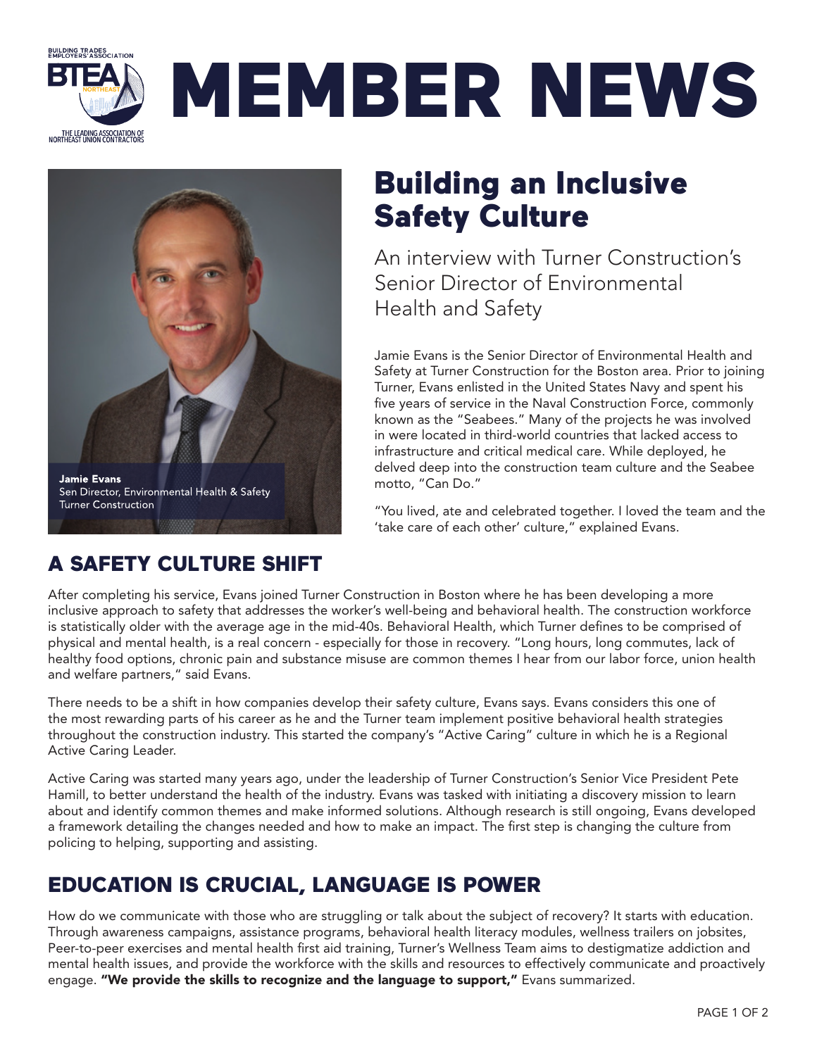BUILDING TRADES EMPLOYERS' ASSOCIATION

BTEA NORTHEAST

THE LEADING ASSOCIATION OF NORTHEAST UNION CONTRACTORS

# MEMBER NEWS

**Jamie Evans**
Sen Director, Environmental Health & Safety
Turner Construction

## Building an Inclusive Safety Culture

An interview with Turner Construction's Senior Director of Environmental Health and Safety

Jamie Evans is the Senior Director of Environmental Health and Safety at Turner Construction for the Boston area. Prior to joining Turner, Evans enlisted in the United States Navy and spent his five years of service in the Naval Construction Force, commonly known as the "Seabees." Many of the projects he was involved in were located in third-world countries that lacked access to infrastructure and critical medical care. While deployed, he delved deep into the construction team culture and the Seabee motto, "Can Do."

"You lived, ate and celebrated together. I loved the team and the 'take care of each other' culture," explained Evans.

## A SAFETY CULTURE SHIFT

After completing his service, Evans joined Turner Construction in Boston where he has been developing a more inclusive approach to safety that addresses the worker's well-being and behavioral health. The construction workforce is statistically older with the average age in the mid-40s. Behavioral Health, which Turner defines to be comprised of physical and mental health, is a real concern - especially for those in recovery. "Long hours, long commutes, lack of healthy food options, chronic pain and substance misuse are common themes I hear from our labor force, union health and welfare partners," said Evans.

There needs to be a shift in how companies develop their safety culture, Evans says. Evans considers this one of the most rewarding parts of his career as he and the Turner team implement positive behavioral health strategies throughout the construction industry. This started the company's "Active Caring" culture in which he is a Regional Active Caring Leader.

Active Caring was started many years ago, under the leadership of Turner Construction's Senior Vice President Pete Hamill, to better understand the health of the industry. Evans was tasked with initiating a discovery mission to learn about and identify common themes and make informed solutions. Although research is still ongoing, Evans developed a framework detailing the changes needed and how to make an impact. The first step is changing the culture from policing to helping, supporting and assisting.

## EDUCATION IS CRUCIAL, LANGUAGE IS POWER

How do we communicate with those who are struggling or talk about the subject of recovery? It starts with education. Through awareness campaigns, assistance programs, behavioral health literacy modules, wellness trailers on jobsites, Peer-to-peer exercises and mental health first aid training, Turner's Wellness Team aims to destigmatize addiction and mental health issues, and provide the workforce with the skills and resources to effectively communicate and proactively engage. **"We provide the skills to recognize and the language to support,"** Evans summarized.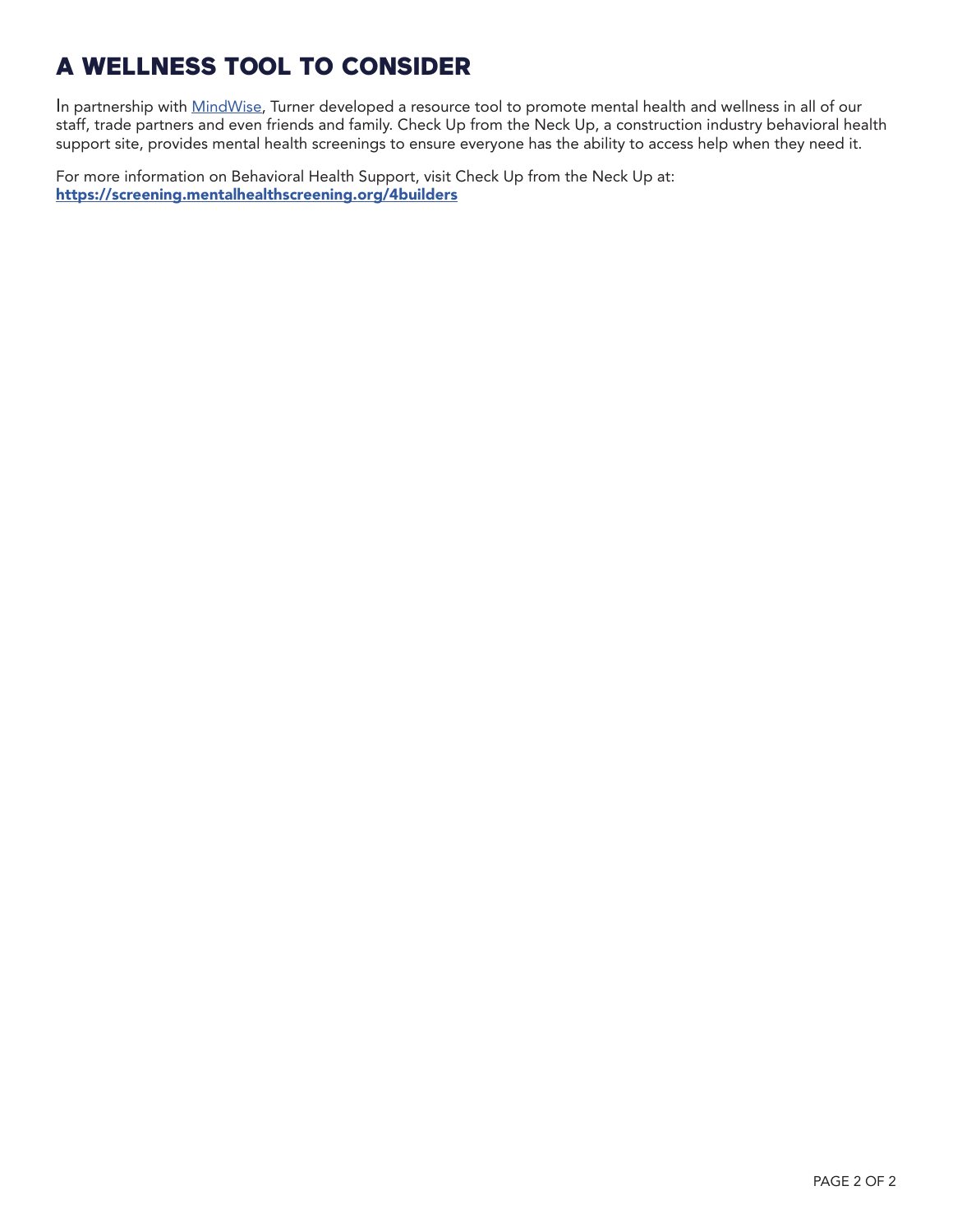## A WELLNESS TOOL TO CONSIDER

In partnership with [MindWise](), Turner developed a resource tool to promote mental health and wellness in all of our staff, trade partners and even friends and family. Check Up from the Neck Up, a construction industry behavioral health support site, provides mental health screenings to ensure everyone has the ability to access help when they need it.

For more information on Behavioral Health Support, visit Check Up from the Neck Up at:
**[https://screening.mentalhealthscreening.org/4builders](https://screening.mentalhealthscreening.org/4builders)**